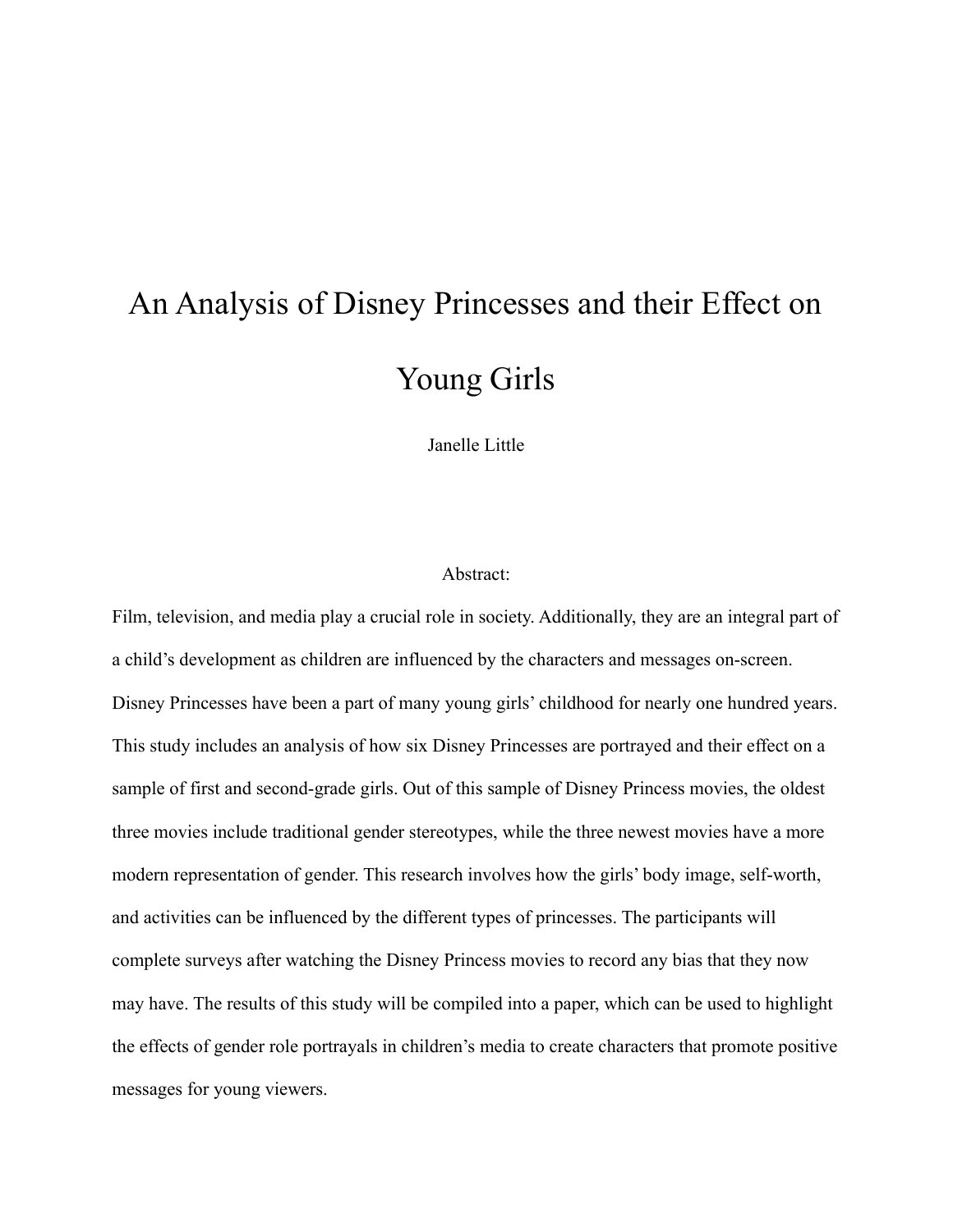# An Analysis of Disney Princesses and their Effect on Young Girls

Janelle Little

Abstract:

Film, television, and media play a crucial role in society. Additionally, they are an integral part of a child's development as children are influenced by the characters and messages on-screen. Disney Princesses have been a part of many young girls' childhood for nearly one hundred years. This study includes an analysis of how six Disney Princesses are portrayed and their effect on a sample of first and second-grade girls. Out of this sample of Disney Princess movies, the oldest three movies include traditional gender stereotypes, while the three newest movies have a more modern representation of gender. This research involves how the girls' body image, self-worth, and activities can be influenced by the different types of princesses. The participants will complete surveys after watching the Disney Princess movies to record any bias that they now may have. The results of this study will be compiled into a paper, which can be used to highlight the effects of gender role portrayals in children's media to create characters that promote positive messages for young viewers.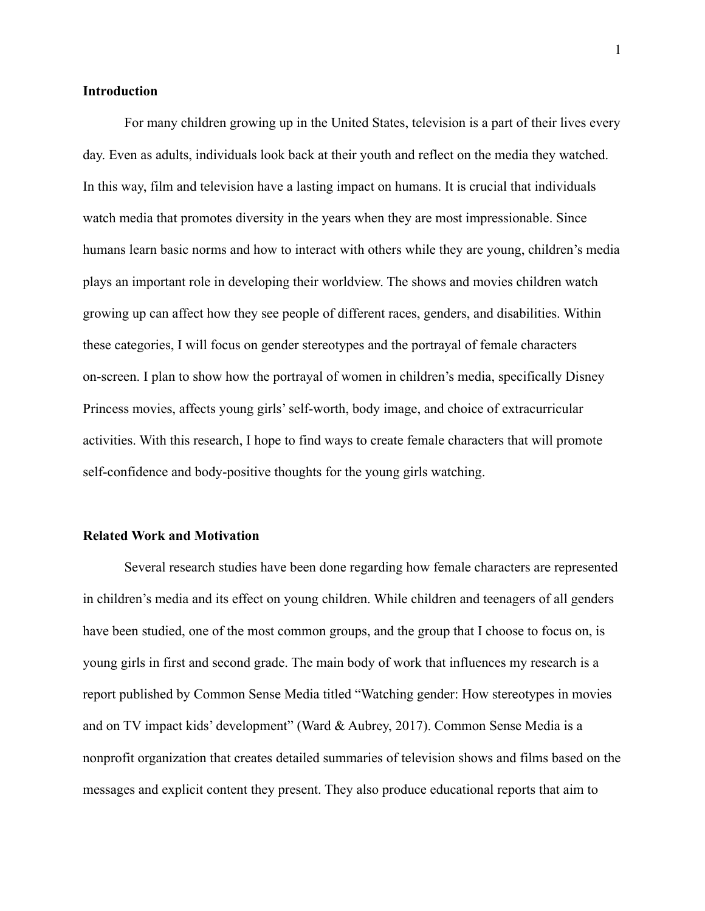**Introduction**

For many children growing up in the United States, television is a part of their lives every day. Even as adults, individuals look back at their youth and reflect on the media they watched. In this way, film and television have a lasting impact on humans. It is crucial that individuals watch media that promotes diversity in the years when they are most impressionable. Since humans learn basic norms and how to interact with others while they are young, children's media plays an important role in developing their worldview. The shows and movies children watch growing up can affect how they see people of different races, genders, and disabilities. Within these categories, I will focus on gender stereotypes and the portrayal of female characters on-screen. I plan to show how the portrayal of women in children's media, specifically Disney Princess movies, affects young girls' self-worth, body image, and choice of extracurricular activities. With this research, I hope to find ways to create female characters that will promote self-confidence and body-positive thoughts for the young girls watching.

**Related Work and Motivation**

Several research studies have been done regarding how female characters are represented in children's media and its effect on young children. While children and teenagers of all genders have been studied, one of the most common groups, and the group that I choose to focus on, is young girls in first and second grade. The main body of work that influences my research is a report published by Common Sense Media titled "Watching gender: How stereotypes in movies and on TV impact kids' development" (Ward & Aubrey, 2017). Common Sense Media is a nonprofit organization that creates detailed summaries of television shows and films based on the messages and explicit content they present. They also produce educational reports that aim to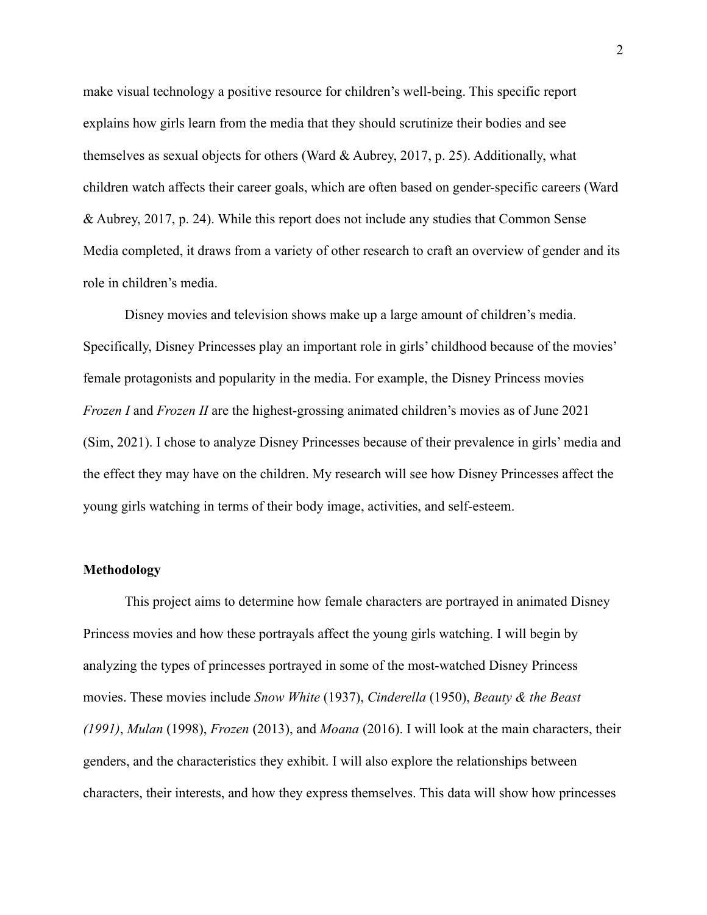make visual technology a positive resource for children's well-being. This specific report explains how girls learn from the media that they should scrutinize their bodies and see themselves as sexual objects for others (Ward & Aubrey, 2017, p. 25). Additionally, what children watch affects their career goals, which are often based on gender-specific careers (Ward & Aubrey, 2017, p. 24). While this report does not include any studies that Common Sense Media completed, it draws from a variety of other research to craft an overview of gender and its role in children's media.

Disney movies and television shows make up a large amount of children's media. Specifically, Disney Princesses play an important role in girls' childhood because of the movies' female protagonists and popularity in the media. For example, the Disney Princess movies *Frozen I* and *Frozen II* are the highest-grossing animated children's movies as of June 2021 (Sim, 2021). I chose to analyze Disney Princesses because of their prevalence in girls' media and the effect they may have on the children. My research will see how Disney Princesses affect the young girls watching in terms of their body image, activities, and self-esteem.

**Methodology**

This project aims to determine how female characters are portrayed in animated Disney Princess movies and how these portrayals affect the young girls watching. I will begin by analyzing the types of princesses portrayed in some of the most-watched Disney Princess movies. These movies include *Snow White* (1937), *Cinderella* (1950), *Beauty & the Beast (1991)*, *Mulan* (1998), *Frozen* (2013), and *Moana* (2016). I will look at the main characters, their genders, and the characteristics they exhibit. I will also explore the relationships between characters, their interests, and how they express themselves. This data will show how princesses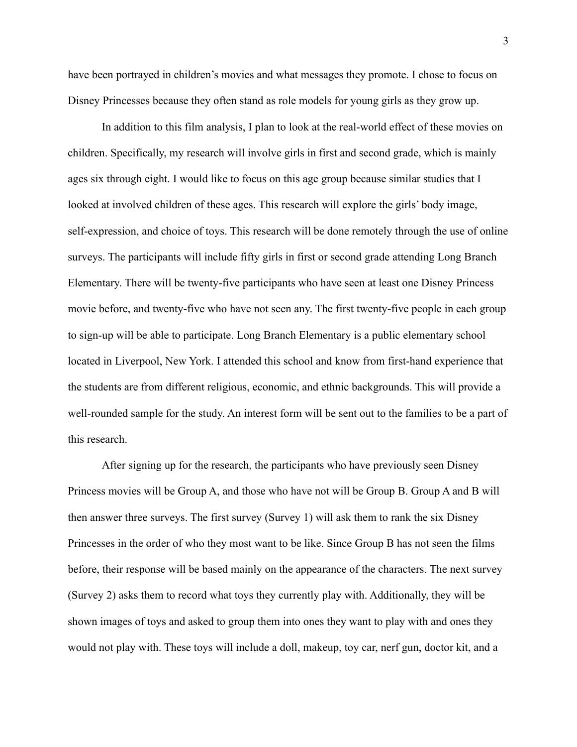have been portrayed in children's movies and what messages they promote. I chose to focus on Disney Princesses because they often stand as role models for young girls as they grow up.

In addition to this film analysis, I plan to look at the real-world effect of these movies on children. Specifically, my research will involve girls in first and second grade, which is mainly ages six through eight. I would like to focus on this age group because similar studies that I looked at involved children of these ages. This research will explore the girls' body image, self-expression, and choice of toys. This research will be done remotely through the use of online surveys. The participants will include fifty girls in first or second grade attending Long Branch Elementary. There will be twenty-five participants who have seen at least one Disney Princess movie before, and twenty-five who have not seen any. The first twenty-five people in each group to sign-up will be able to participate. Long Branch Elementary is a public elementary school located in Liverpool, New York. I attended this school and know from first-hand experience that the students are from different religious, economic, and ethnic backgrounds. This will provide a well-rounded sample for the study. An interest form will be sent out to the families to be a part of this research.

After signing up for the research, the participants who have previously seen Disney Princess movies will be Group A, and those who have not will be Group B. Group A and B will then answer three surveys. The first survey (Survey 1) will ask them to rank the six Disney Princesses in the order of who they most want to be like. Since Group B has not seen the films before, their response will be based mainly on the appearance of the characters. The next survey (Survey 2) asks them to record what toys they currently play with. Additionally, they will be shown images of toys and asked to group them into ones they want to play with and ones they would not play with. These toys will include a doll, makeup, toy car, nerf gun, doctor kit, and a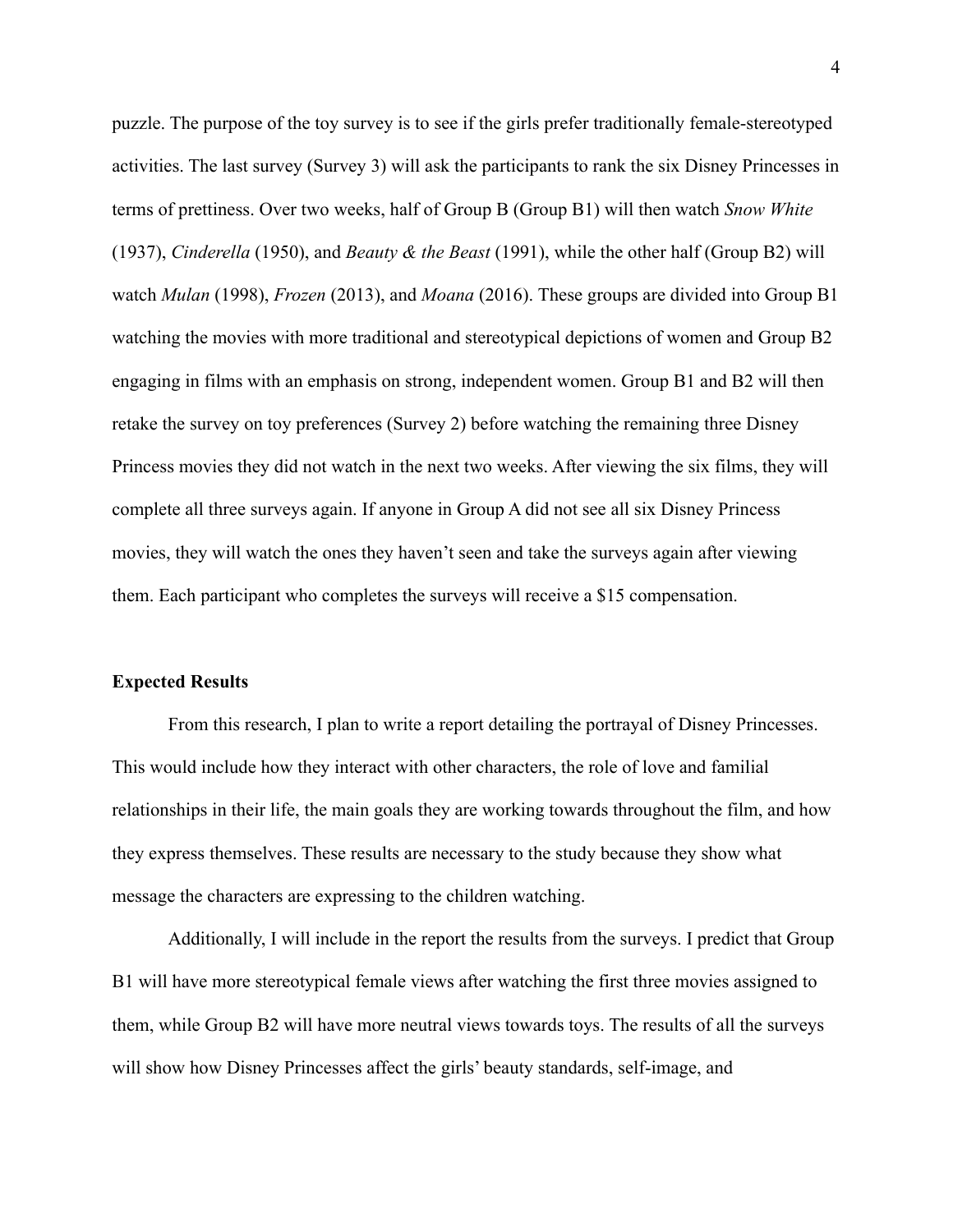puzzle. The purpose of the toy survey is to see if the girls prefer traditionally female-stereotyped activities. The last survey (Survey 3) will ask the participants to rank the six Disney Princesses in terms of prettiness. Over two weeks, half of Group B (Group B1) will then watch *Snow White* (1937), *Cinderella* (1950), and *Beauty & the Beast* (1991), while the other half (Group B2) will watch *Mulan* (1998), *Frozen* (2013), and *Moana* (2016). These groups are divided into Group B1 watching the movies with more traditional and stereotypical depictions of women and Group B2 engaging in films with an emphasis on strong, independent women. Group B1 and B2 will then retake the survey on toy preferences (Survey 2) before watching the remaining three Disney Princess movies they did not watch in the next two weeks. After viewing the six films, they will complete all three surveys again. If anyone in Group A did not see all six Disney Princess movies, they will watch the ones they haven't seen and take the surveys again after viewing them. Each participant who completes the surveys will receive a $15 compensation.

**Expected Results**

From this research, I plan to write a report detailing the portrayal of Disney Princesses. This would include how they interact with other characters, the role of love and familial relationships in their life, the main goals they are working towards throughout the film, and how they express themselves. These results are necessary to the study because they show what message the characters are expressing to the children watching.

Additionally, I will include in the report the results from the surveys. I predict that Group B1 will have more stereotypical female views after watching the first three movies assigned to them, while Group B2 will have more neutral views towards toys. The results of all the surveys will show how Disney Princesses affect the girls' beauty standards, self-image, and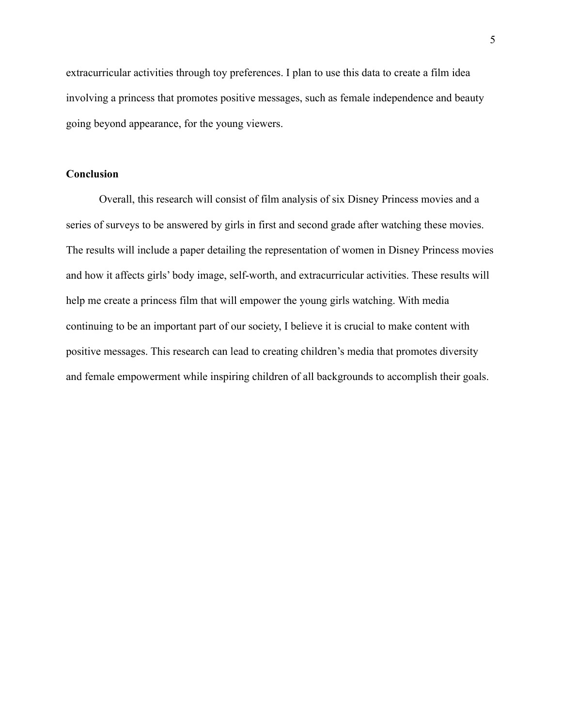extracurricular activities through toy preferences. I plan to use this data to create a film idea involving a princess that promotes positive messages, such as female independence and beauty going beyond appearance, for the young viewers.

## Conclusion

Overall, this research will consist of film analysis of six Disney Princess movies and a series of surveys to be answered by girls in first and second grade after watching these movies. The results will include a paper detailing the representation of women in Disney Princess movies and how it affects girls' body image, self-worth, and extracurricular activities. These results will help me create a princess film that will empower the young girls watching. With media continuing to be an important part of our society, I believe it is crucial to make content with positive messages. This research can lead to creating children's media that promotes diversity and female empowerment while inspiring children of all backgrounds to accomplish their goals.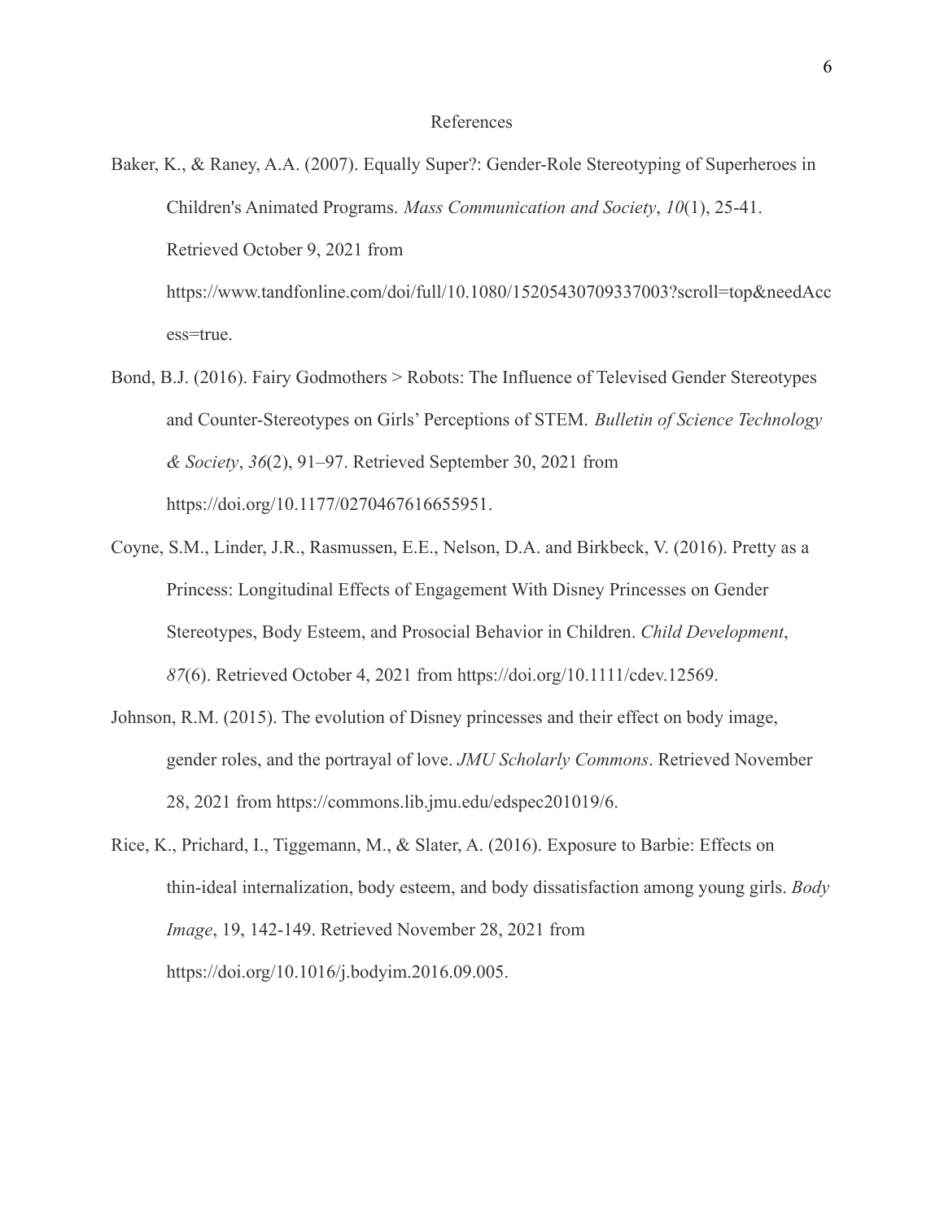# References

Baker, K., & Raney, A.A. (2007). Equally Super?: Gender-Role Stereotyping of Superheroes in Children's Animated Programs. *Mass Communication and Society*, *10*(1), 25-41. Retrieved October 9, 2021 from https://www.tandfonline.com/doi/full/10.1080/15205430709337003?scroll=top&needAccess=true.

Bond, B.J. (2016). Fairy Godmothers > Robots: The Influence of Televised Gender Stereotypes and Counter-Stereotypes on Girls' Perceptions of STEM. *Bulletin of Science Technology & Society*, *36*(2), 91–97. Retrieved September 30, 2021 from https://doi.org/10.1177/0270467616655951.

Coyne, S.M., Linder, J.R., Rasmussen, E.E., Nelson, D.A. and Birkbeck, V. (2016). Pretty as a Princess: Longitudinal Effects of Engagement With Disney Princesses on Gender Stereotypes, Body Esteem, and Prosocial Behavior in Children. *Child Development*, *87*(6). Retrieved October 4, 2021 from https://doi.org/10.1111/cdev.12569.

Johnson, R.M. (2015). The evolution of Disney princesses and their effect on body image, gender roles, and the portrayal of love. *JMU Scholarly Commons*. Retrieved November 28, 2021 from https://commons.lib.jmu.edu/edspec201019/6.

Rice, K., Prichard, I., Tiggemann, M., & Slater, A. (2016). Exposure to Barbie: Effects on thin-ideal internalization, body esteem, and body dissatisfaction among young girls. *Body Image*, 19, 142-149. Retrieved November 28, 2021 from https://doi.org/10.1016/j.bodyim.2016.09.005.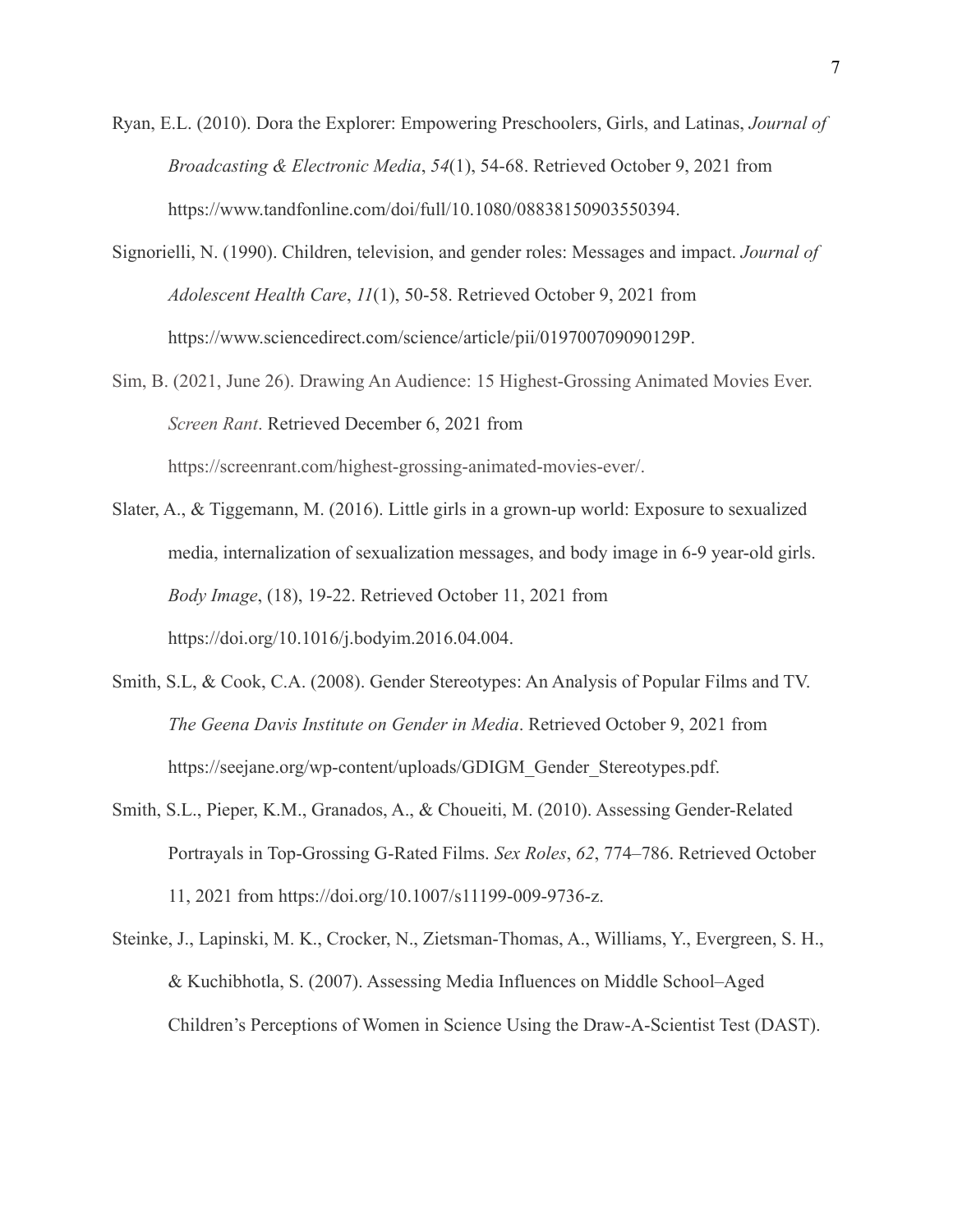Ryan, E.L. (2010). Dora the Explorer: Empowering Preschoolers, Girls, and Latinas, *Journal of Broadcasting & Electronic Media*, *54*(1), 54-68. Retrieved October 9, 2021 from https://www.tandfonline.com/doi/full/10.1080/08838150903550394.

Signorielli, N. (1990). Children, television, and gender roles: Messages and impact. *Journal of Adolescent Health Care*, *11*(1), 50-58. Retrieved October 9, 2021 from https://www.sciencedirect.com/science/article/pii/019700709090129P.

Sim, B. (2021, June 26). Drawing An Audience: 15 Highest-Grossing Animated Movies Ever. *Screen Rant*. Retrieved December 6, 2021 from https://screenrant.com/highest-grossing-animated-movies-ever/.

Slater, A., & Tiggemann, M. (2016). Little girls in a grown-up world: Exposure to sexualized media, internalization of sexualization messages, and body image in 6-9 year-old girls. *Body Image*, (18), 19-22. Retrieved October 11, 2021 from https://doi.org/10.1016/j.bodyim.2016.04.004.

Smith, S.L, & Cook, C.A. (2008). Gender Stereotypes: An Analysis of Popular Films and TV. *The Geena Davis Institute on Gender in Media*. Retrieved October 9, 2021 from https://seejane.org/wp-content/uploads/GDIGM_Gender_Stereotypes.pdf.

Smith, S.L., Pieper, K.M., Granados, A., & Choueiti, M. (2010). Assessing Gender-Related Portrayals in Top-Grossing G-Rated Films. *Sex Roles*, *62*, 774–786. Retrieved October 11, 2021 from https://doi.org/10.1007/s11199-009-9736-z.

Steinke, J., Lapinski, M. K., Crocker, N., Zietsman-Thomas, A., Williams, Y., Evergreen, S. H., & Kuchibhotla, S. (2007). Assessing Media Influences on Middle School–Aged Children's Perceptions of Women in Science Using the Draw-A-Scientist Test (DAST).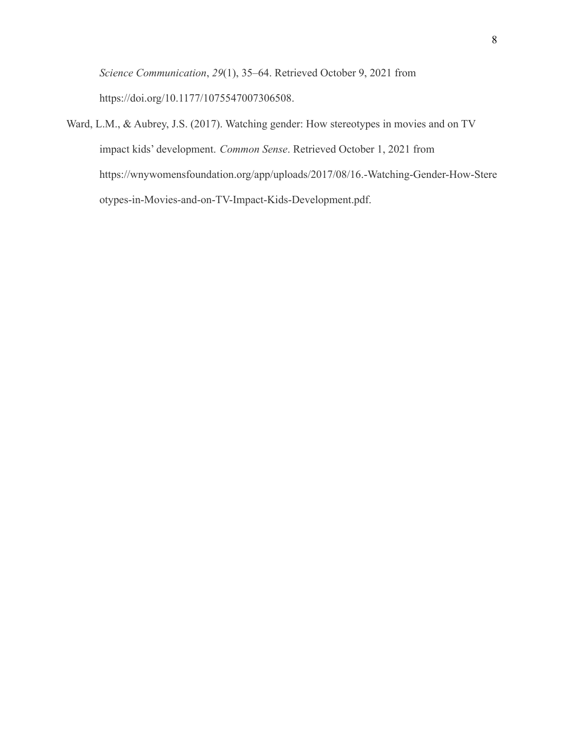*Science Communication*, *29*(1), 35–64. Retrieved October 9, 2021 from https://doi.org/10.1177/1075547007306508.

Ward, L.M., & Aubrey, J.S. (2017). Watching gender: How stereotypes in movies and on TV impact kids' development. *Common Sense*. Retrieved October 1, 2021 from https://wnywomensfoundation.org/app/uploads/2017/08/16.-Watching-Gender-How-Stereotypes-in-Movies-and-on-TV-Impact-Kids-Development.pdf.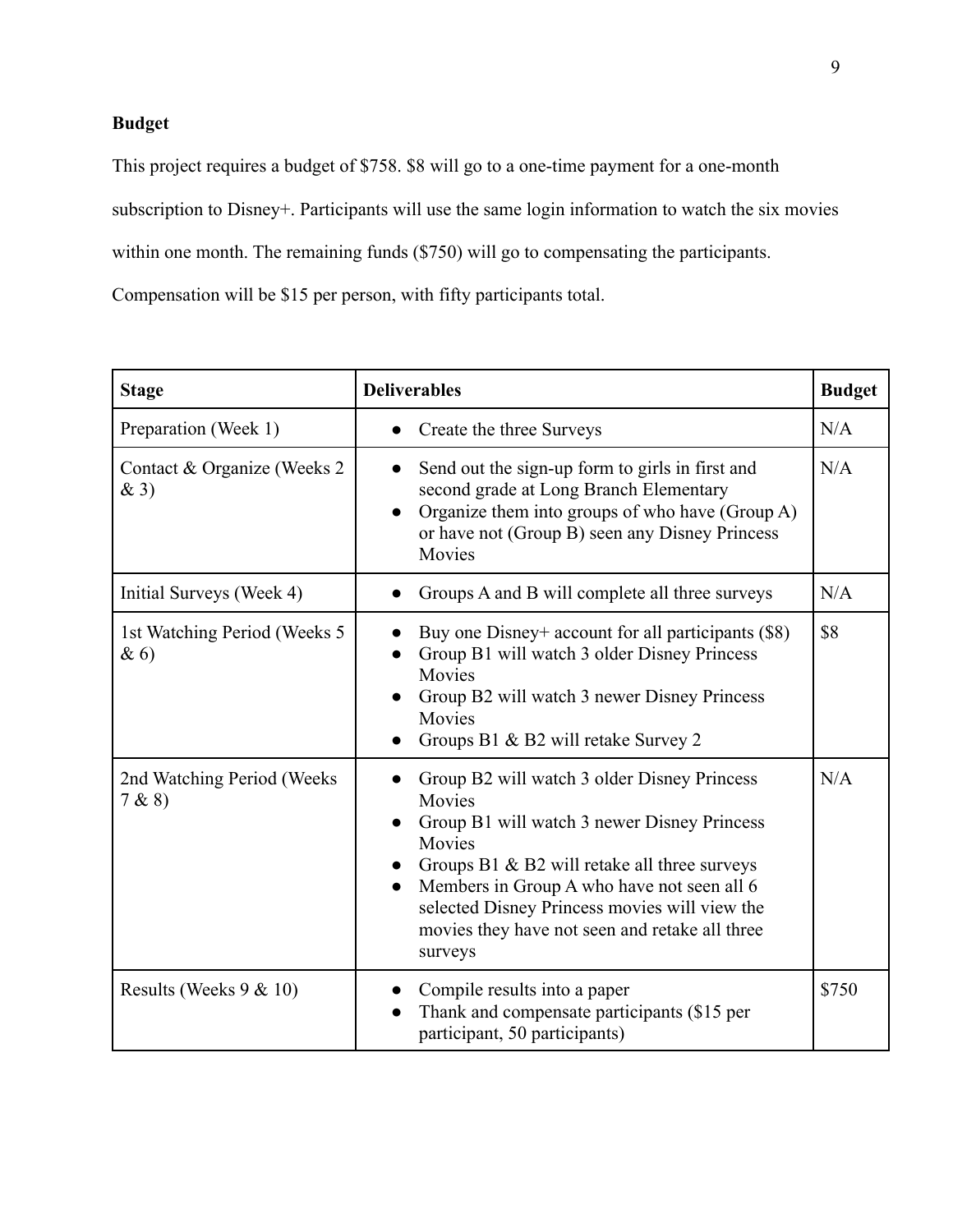**Budget**

This project requires a budget of $758. $8 will go to a one-time payment for a one-month subscription to Disney+. Participants will use the same login information to watch the six movies within one month. The remaining funds ($750) will go to compensating the participants. Compensation will be $15 per person, with fifty participants total.

| Stage | Deliverables | Budget |
|---|---|---|
| Preparation (Week 1) | • Create the three Surveys | N/A |
| Contact & Organize (Weeks 2 & 3) | • Send out the sign-up form to girls in first and second grade at Long Branch Elementary<br>• Organize them into groups of who have (Group A) or have not (Group B) seen any Disney Princess Movies | N/A |
| Initial Surveys (Week 4) | • Groups A and B will complete all three surveys | N/A |
| 1st Watching Period (Weeks 5 & 6) | • Buy one Disney+ account for all participants ($8)<br>• Group B1 will watch 3 older Disney Princess Movies<br>• Group B2 will watch 3 newer Disney Princess Movies<br>• Groups B1 & B2 will retake Survey 2 | $8 |
| 2nd Watching Period (Weeks 7 & 8) | • Group B2 will watch 3 older Disney Princess Movies<br>• Group B1 will watch 3 newer Disney Princess Movies<br>• Groups B1 & B2 will retake all three surveys<br>• Members in Group A who have not seen all 6 selected Disney Princess movies will view the movies they have not seen and retake all three surveys | N/A |
| Results (Weeks 9 & 10) | • Compile results into a paper<br>• Thank and compensate participants ($15 per participant, 50 participants) | $750 |